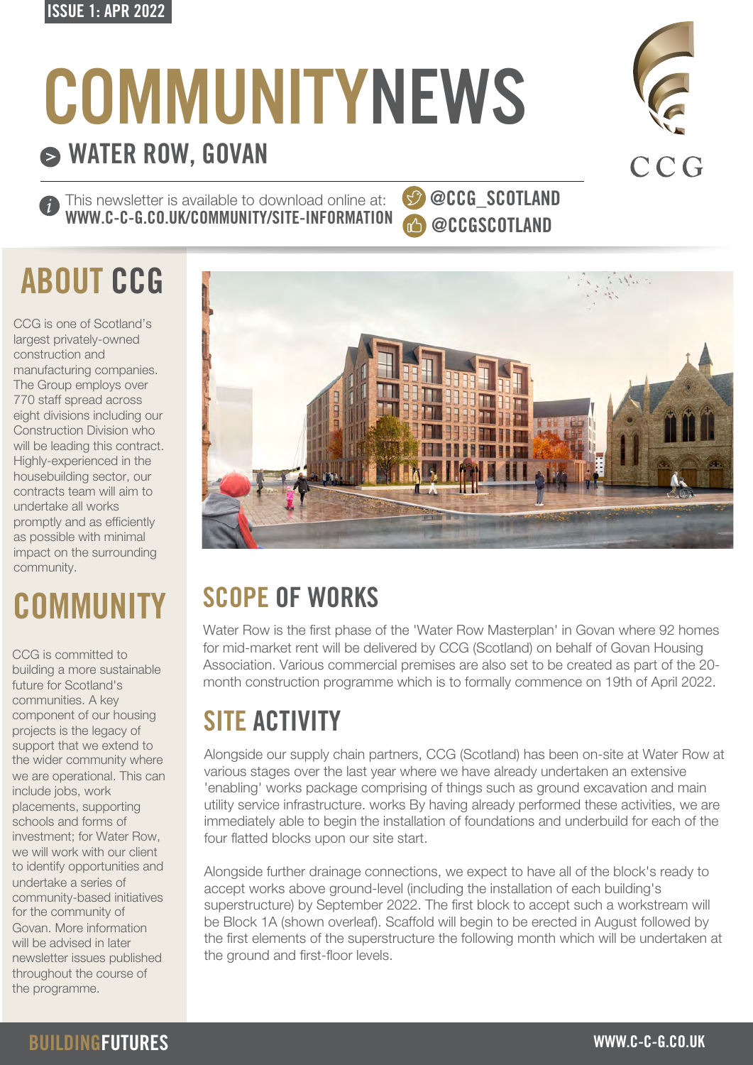ISSUE 1: APR 2022

# COMMUNITYNEWS

## WATER ROW, GOVAN

This newsletter is available to download online at:
**WWW.C-C-G.CO.UK/COMMUNITY/SITE-INFORMATION**

@CCG_SCOTLAND
@CCGSCOTLAND

CCG

## ABOUT CCG

CCG is one of Scotland's largest privately-owned construction and manufacturing companies. The Group employs over 770 staff spread across eight divisions including our Construction Division who will be leading this contract. Highly-experienced in the housebuilding sector, our contracts team will aim to undertake all works promptly and as efficiently as possible with minimal impact on the surrounding community.

## COMMUNITY

CCG is committed to building a more sustainable future for Scotland's communities. A key component of our housing projects is the legacy of support that we extend to the wider community where we are operational. This can include jobs, work placements, supporting schools and forms of investment; for Water Row, we will work with our client to identify opportunities and undertake a series of community-based initiatives for the community of Govan. More information will be advised in later newsletter issues published throughout the course of the programme.

## SCOPE OF WORKS

Water Row is the first phase of the 'Water Row Masterplan' in Govan where 92 homes for mid-market rent will be delivered by CCG (Scotland) on behalf of Govan Housing Association. Various commercial premises are also set to be created as part of the 20-month construction programme which is to formally commence on 19th of April 2022.

## SITE ACTIVITY

Alongside our supply chain partners, CCG (Scotland) has been on-site at Water Row at various stages over the last year where we have already undertaken an extensive 'enabling' works package comprising of things such as ground excavation and main utility service infrastructure. works By having already performed these activities, we are immediately able to begin the installation of foundations and underbuild for each of the four flatted blocks upon our site start.

Alongside further drainage connections, we expect to have all of the block's ready to accept works above ground-level (including the installation of each building's superstructure) by September 2022. The first block to accept such a workstream will be Block 1A (shown overleaf). Scaffold will begin to be erected in August followed by the first elements of the superstructure the following month which will be undertaken at the ground and first-floor levels.

BUILDINGFUTURES

WWW.C-C-G.CO.UK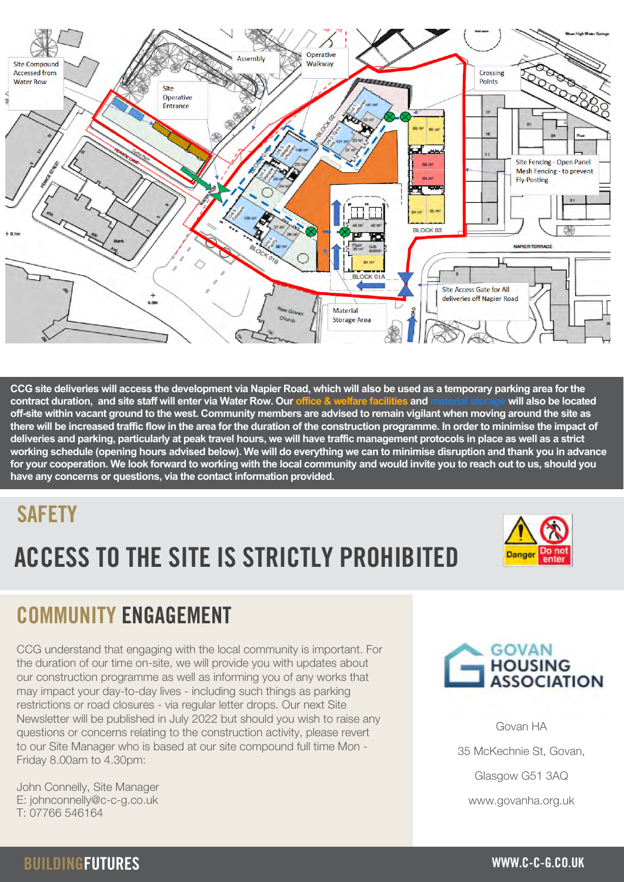Site Compound Accessed from Water Row

Assembly

Operative Walkway

Site Operative Entrance

Crossing Points

Site Fencing - Open Panel Mesh Fencing - to prevent Fly-Posting

BLOCK 03

BLOCK 01A

BLOCK 01B

BLOCK 02

NAPIER TERRACE

Site Access Gate for All deliveries off Napier Road

Material Storage Area

**CCG site deliveries will access the development via Napier Road, which will also be used as a temporary parking area for the contract duration, and site staff will enter via Water Row. Our office & welfare facilities and material storage will also be located off-site within vacant ground to the west. Community members are advised to remain vigilant when moving around the site as there will be increased traffic flow in the area for the duration of the construction programme. In order to minimise the impact of deliveries and parking, particularly at peak travel hours, we will have traffic management protocols in place as well as a strict working schedule (opening hours advised below). We will do everything we can to minimise disruption and thank you in advance for your cooperation. We look forward to working with the local community and would invite you to reach out to us, should you have any concerns or questions, via the contact information provided.**

## SAFETY

# ACCESS TO THE SITE IS STRICTLY PROHIBITED

Danger | Do not enter

## COMMUNITY ENGAGEMENT

CCG understand that engaging with the local community is important. For the duration of our time on-site, we will provide you with updates about our construction programme as well as informing you of any works that may impact your day-to-day lives - including such things as parking restrictions or road closures - via regular letter drops. Our next Site Newsletter will be published in July 2022 but should you wish to raise any questions or concerns relating to the construction activity, please revert to our Site Manager who is based at our site compound full time Mon - Friday 8.00am to 4.30pm:

John Connelly, Site Manager
E: johnconnelly@c-c-g.co.uk
T: 07766 546164

GOVAN HOUSING ASSOCIATION

Govan HA

35 McKechnie St, Govan,

Glasgow G51 3AQ

www.govanha.org.uk

BUILDINGFUTURES

WWW.C-C-G.CO.UK